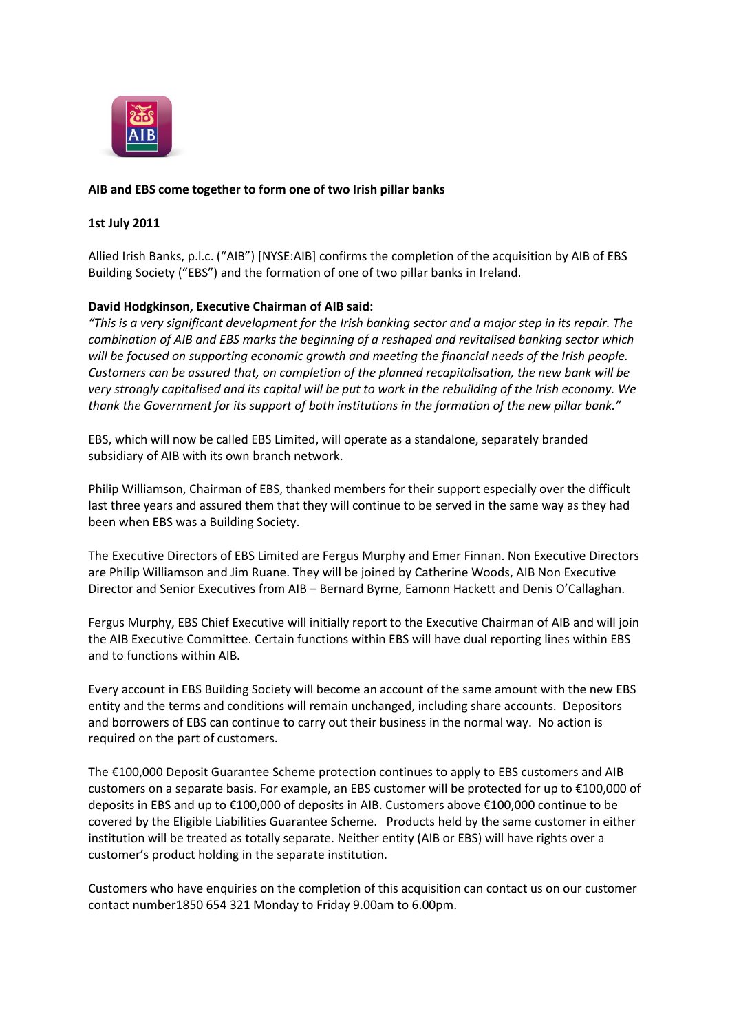**AIB and EBS come together to form one of two Irish pillar banks**

**1st July 2011**

Allied Irish Banks, p.l.c. ("AIB") [NYSE:AIB] confirms the completion of the acquisition by AIB of EBS Building Society ("EBS") and the formation of one of two pillar banks in Ireland.

**David Hodgkinson, Executive Chairman of AIB said:**

*"This is a very significant development for the Irish banking sector and a major step in its repair. The combination of AIB and EBS marks the beginning of a reshaped and revitalised banking sector which will be focused on supporting economic growth and meeting the financial needs of the Irish people. Customers can be assured that, on completion of the planned recapitalisation, the new bank will be very strongly capitalised and its capital will be put to work in the rebuilding of the Irish economy. We thank the Government for its support of both institutions in the formation of the new pillar bank."*

EBS, which will now be called EBS Limited, will operate as a standalone, separately branded subsidiary of AIB with its own branch network.

Philip Williamson, Chairman of EBS, thanked members for their support especially over the difficult last three years and assured them that they will continue to be served in the same way as they had been when EBS was a Building Society.

The Executive Directors of EBS Limited are Fergus Murphy and Emer Finnan. Non Executive Directors are Philip Williamson and Jim Ruane. They will be joined by Catherine Woods, AIB Non Executive Director and Senior Executives from AIB – Bernard Byrne, Eamonn Hackett and Denis O'Callaghan.

Fergus Murphy, EBS Chief Executive will initially report to the Executive Chairman of AIB and will join the AIB Executive Committee. Certain functions within EBS will have dual reporting lines within EBS and to functions within AIB.

Every account in EBS Building Society will become an account of the same amount with the new EBS entity and the terms and conditions will remain unchanged, including share accounts. Depositors and borrowers of EBS can continue to carry out their business in the normal way. No action is required on the part of customers.

The €100,000 Deposit Guarantee Scheme protection continues to apply to EBS customers and AIB customers on a separate basis. For example, an EBS customer will be protected for up to €100,000 of deposits in EBS and up to €100,000 of deposits in AIB. Customers above €100,000 continue to be covered by the Eligible Liabilities Guarantee Scheme. Products held by the same customer in either institution will be treated as totally separate. Neither entity (AIB or EBS) will have rights over a customer's product holding in the separate institution.

Customers who have enquiries on the completion of this acquisition can contact us on our customer contact number1850 654 321 Monday to Friday 9.00am to 6.00pm.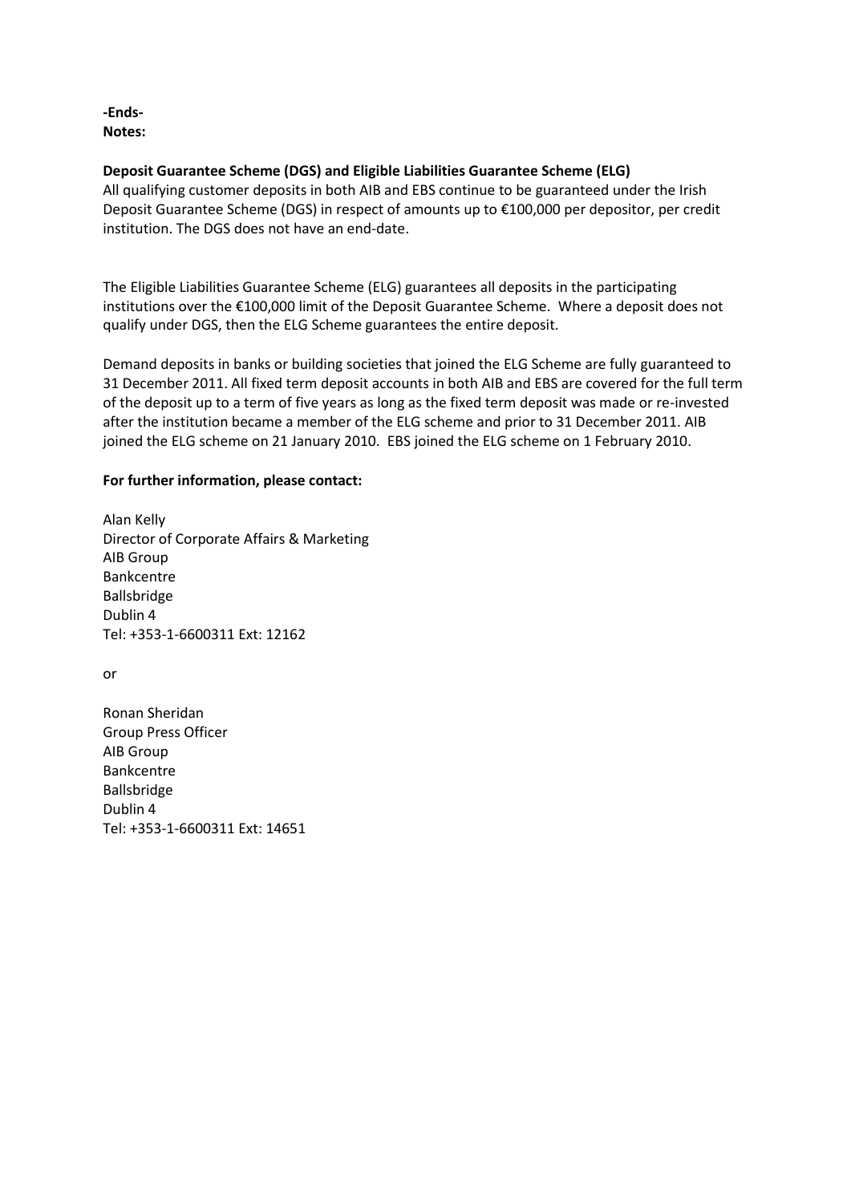**-Ends-**
**Notes:**

**Deposit Guarantee Scheme (DGS) and Eligible Liabilities Guarantee Scheme (ELG)**
All qualifying customer deposits in both AIB and EBS continue to be guaranteed under the Irish Deposit Guarantee Scheme (DGS) in respect of amounts up to €100,000 per depositor, per credit institution. The DGS does not have an end-date.

The Eligible Liabilities Guarantee Scheme (ELG) guarantees all deposits in the participating institutions over the €100,000 limit of the Deposit Guarantee Scheme. Where a deposit does not qualify under DGS, then the ELG Scheme guarantees the entire deposit.

Demand deposits in banks or building societies that joined the ELG Scheme are fully guaranteed to 31 December 2011. All fixed term deposit accounts in both AIB and EBS are covered for the full term of the deposit up to a term of five years as long as the fixed term deposit was made or re-invested after the institution became a member of the ELG scheme and prior to 31 December 2011. AIB joined the ELG scheme on 21 January 2010. EBS joined the ELG scheme on 1 February 2010.

**For further information, please contact:**

Alan Kelly
Director of Corporate Affairs & Marketing
AIB Group
Bankcentre
Ballsbridge
Dublin 4
Tel: +353-1-6600311 Ext: 12162

or

Ronan Sheridan
Group Press Officer
AIB Group
Bankcentre
Ballsbridge
Dublin 4
Tel: +353-1-6600311 Ext: 14651